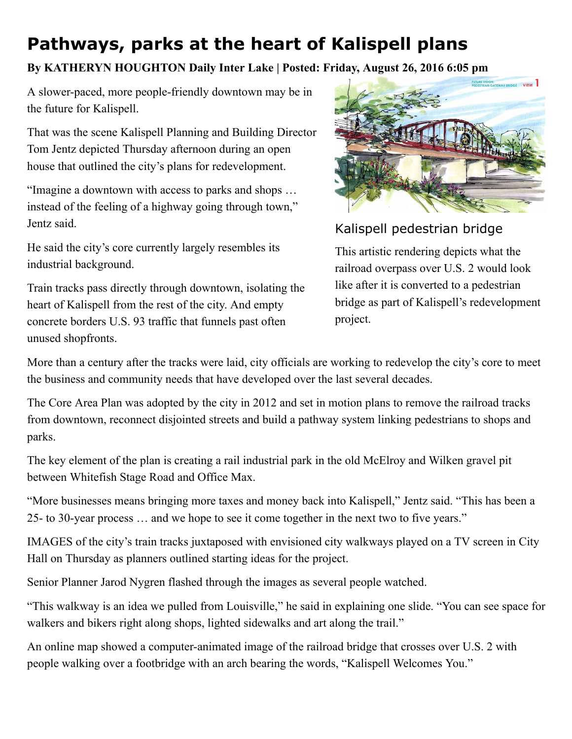# Pathways, parks at the heart of Kalispell plans

**By KATHERYN HOUGHTON Daily Inter Lake | Posted: Friday, August 26, 2016 6:05 pm**

A slower-paced, more people-friendly downtown may be in the future for Kalispell.

That was the scene Kalispell Planning and Building Director Tom Jentz depicted Thursday afternoon during an open house that outlined the city's plans for redevelopment.

"Imagine a downtown with access to parks and shops … instead of the feeling of a highway going through town," Jentz said.

He said the city's core currently largely resembles its industrial background.

Train tracks pass directly through downtown, isolating the heart of Kalispell from the rest of the city. And empty concrete borders U.S. 93 traffic that funnels past often unused shopfronts.

Kalispell pedestrian bridge

This artistic rendering depicts what the railroad overpass over U.S. 2 would look like after it is converted to a pedestrian bridge as part of Kalispell's redevelopment project.

More than a century after the tracks were laid, city officials are working to redevelop the city's core to meet the business and community needs that have developed over the last several decades.

The Core Area Plan was adopted by the city in 2012 and set in motion plans to remove the railroad tracks from downtown, reconnect disjointed streets and build a pathway system linking pedestrians to shops and parks.

The key element of the plan is creating a rail industrial park in the old McElroy and Wilken gravel pit between Whitefish Stage Road and Office Max.

"More businesses means bringing more taxes and money back into Kalispell," Jentz said. "This has been a 25- to 30-year process … and we hope to see it come together in the next two to five years."

IMAGES of the city's train tracks juxtaposed with envisioned city walkways played on a TV screen in City Hall on Thursday as planners outlined starting ideas for the project.

Senior Planner Jarod Nygren flashed through the images as several people watched.

"This walkway is an idea we pulled from Louisville," he said in explaining one slide. "You can see space for walkers and bikers right along shops, lighted sidewalks and art along the trail."

An online map showed a computer-animated image of the railroad bridge that crosses over U.S. 2 with people walking over a footbridge with an arch bearing the words, "Kalispell Welcomes You."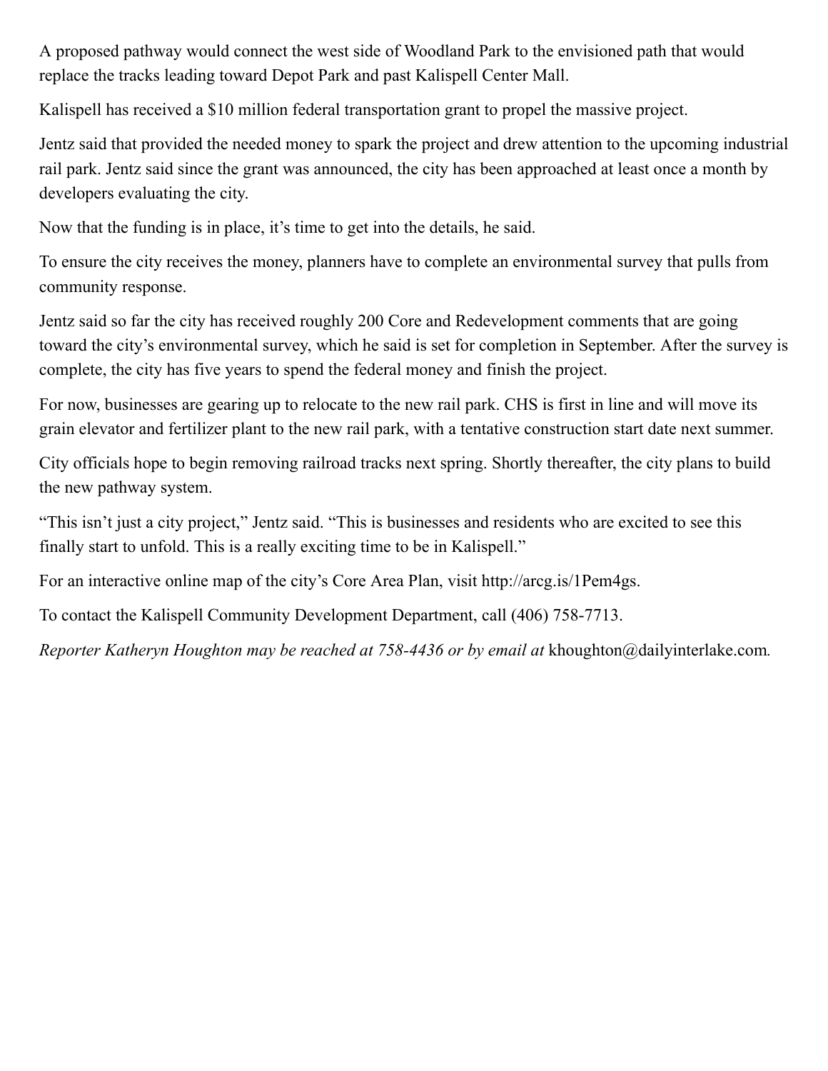A proposed pathway would connect the west side of Woodland Park to the envisioned path that would replace the tracks leading toward Depot Park and past Kalispell Center Mall.

Kalispell has received a $10 million federal transportation grant to propel the massive project.

Jentz said that provided the needed money to spark the project and drew attention to the upcoming industrial rail park. Jentz said since the grant was announced, the city has been approached at least once a month by developers evaluating the city.

Now that the funding is in place, it's time to get into the details, he said.

To ensure the city receives the money, planners have to complete an environmental survey that pulls from community response.

Jentz said so far the city has received roughly 200 Core and Redevelopment comments that are going toward the city's environmental survey, which he said is set for completion in September. After the survey is complete, the city has five years to spend the federal money and finish the project.

For now, businesses are gearing up to relocate to the new rail park. CHS is first in line and will move its grain elevator and fertilizer plant to the new rail park, with a tentative construction start date next summer.

City officials hope to begin removing railroad tracks next spring. Shortly thereafter, the city plans to build the new pathway system.

"This isn't just a city project," Jentz said. "This is businesses and residents who are excited to see this finally start to unfold. This is a really exciting time to be in Kalispell."

For an interactive online map of the city's Core Area Plan, visit http://arcg.is/1Pem4gs.

To contact the Kalispell Community Development Department, call (406) 758-7713.

*Reporter Katheryn Houghton may be reached at 758-4436 or by email at* khoughton@dailyinterlake.com.